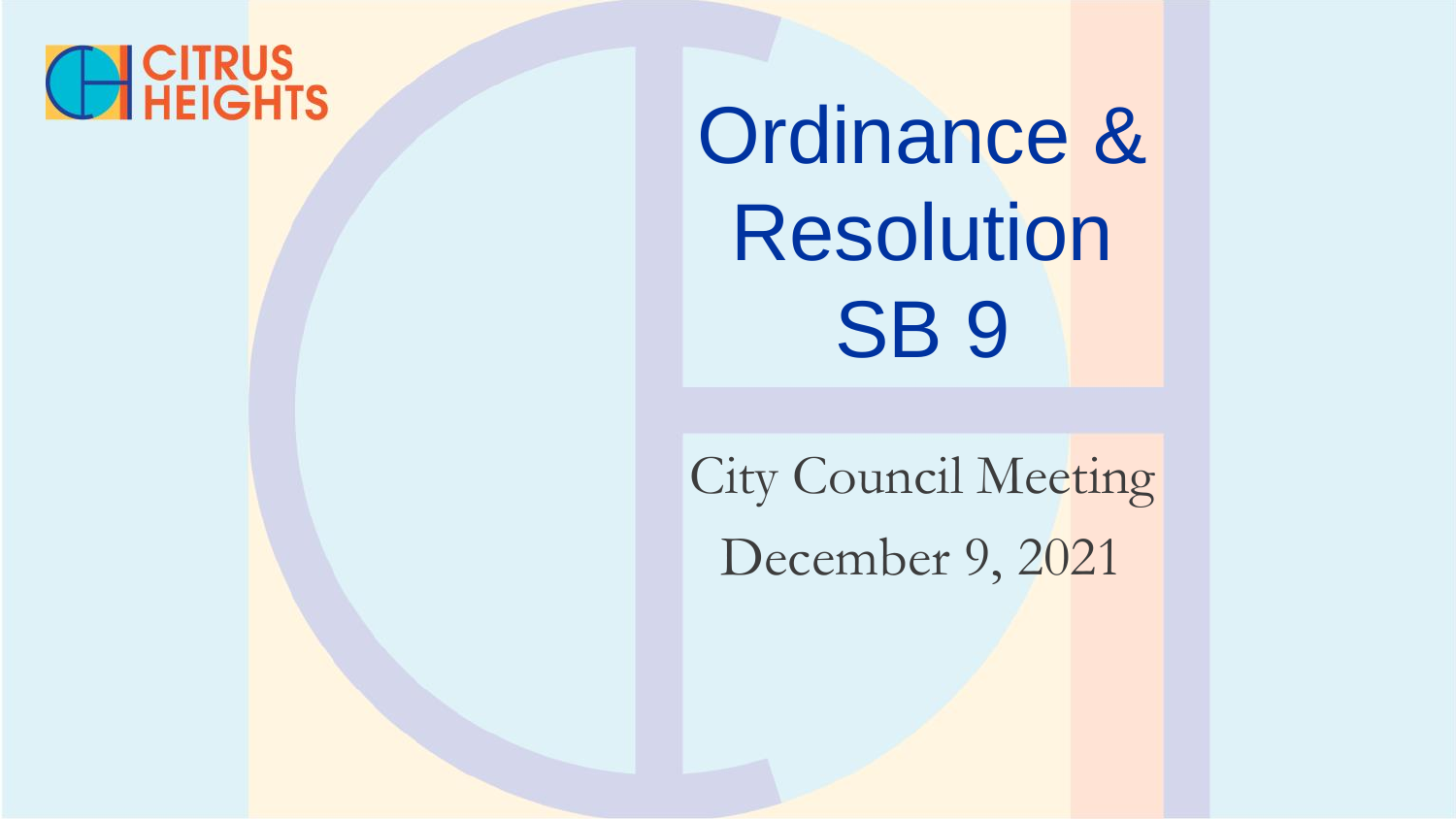CITRUS HEIGHTS

# Ordinance & Resolution SB 9

City Council Meeting

December 9, 2021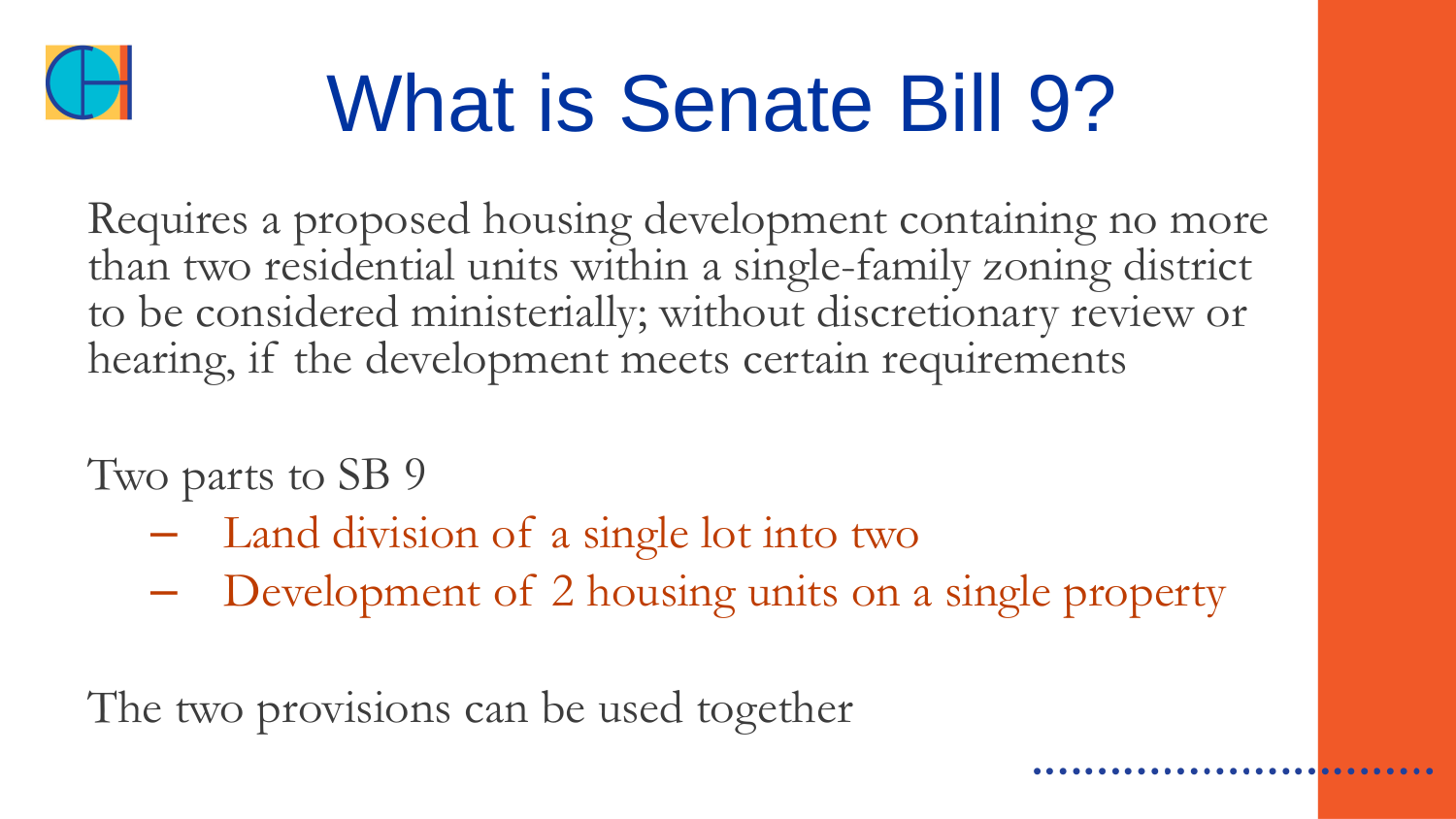# What is Senate Bill 9?

Requires a proposed housing development containing no more than two residential units within a single-family zoning district to be considered ministerially; without discretionary review or hearing, if the development meets certain requirements

Two parts to SB 9

- Land division of a single lot into two
- Development of 2 housing units on a single property

The two provisions can be used together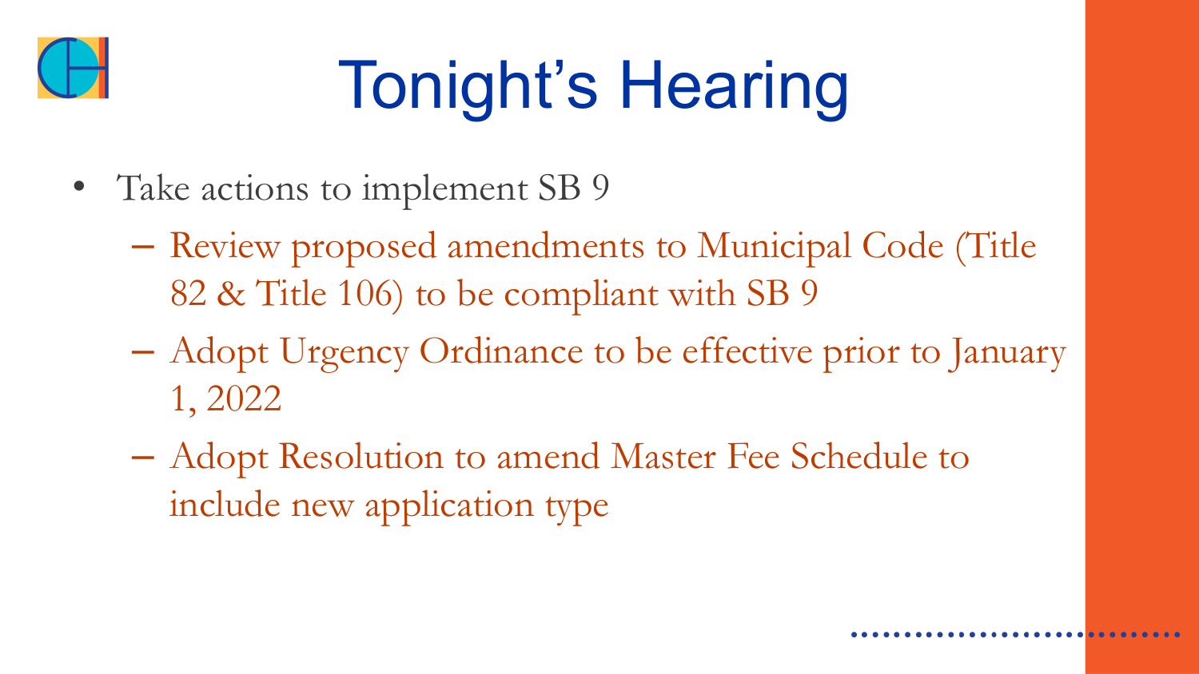# Tonight's Hearing

- Take actions to implement SB 9
  - Review proposed amendments to Municipal Code (Title 82 & Title 106) to be compliant with SB 9
  - Adopt Urgency Ordinance to be effective prior to January 1, 2022
  - Adopt Resolution to amend Master Fee Schedule to include new application type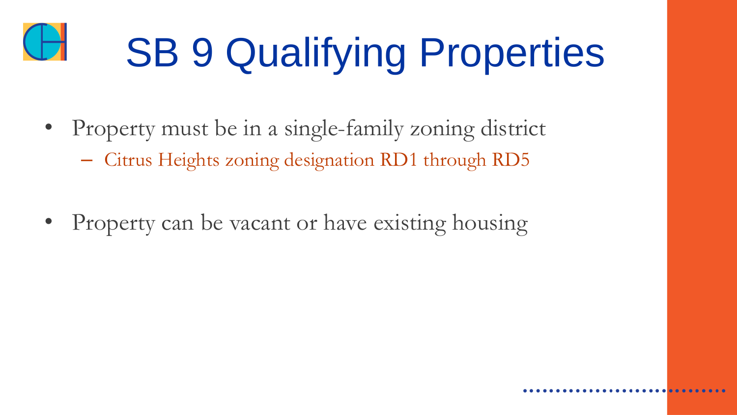# SB 9 Qualifying Properties

- Property must be in a single-family zoning district
  - Citrus Heights zoning designation RD1 through RD5
- Property can be vacant or have existing housing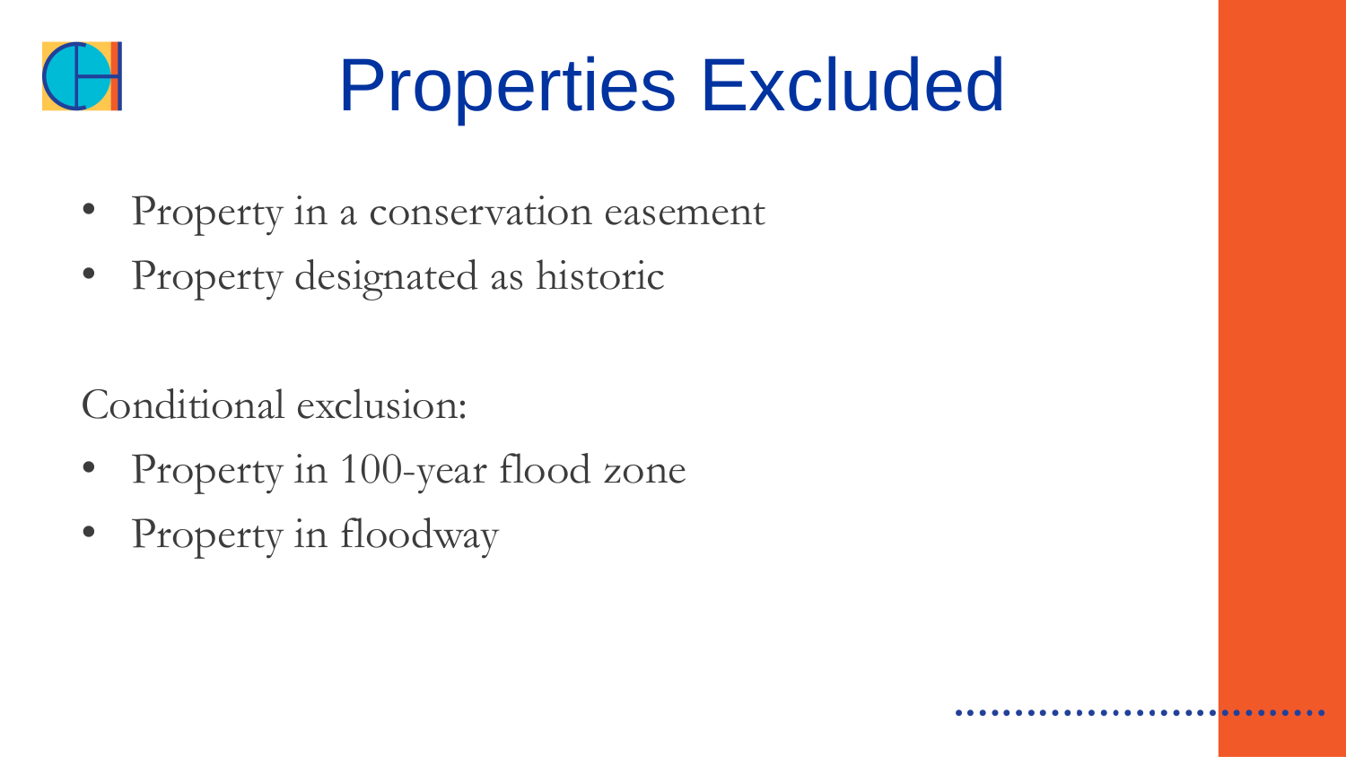# Properties Excluded

- Property in a conservation easement
- Property designated as historic

Conditional exclusion:

- Property in 100-year flood zone
- Property in floodway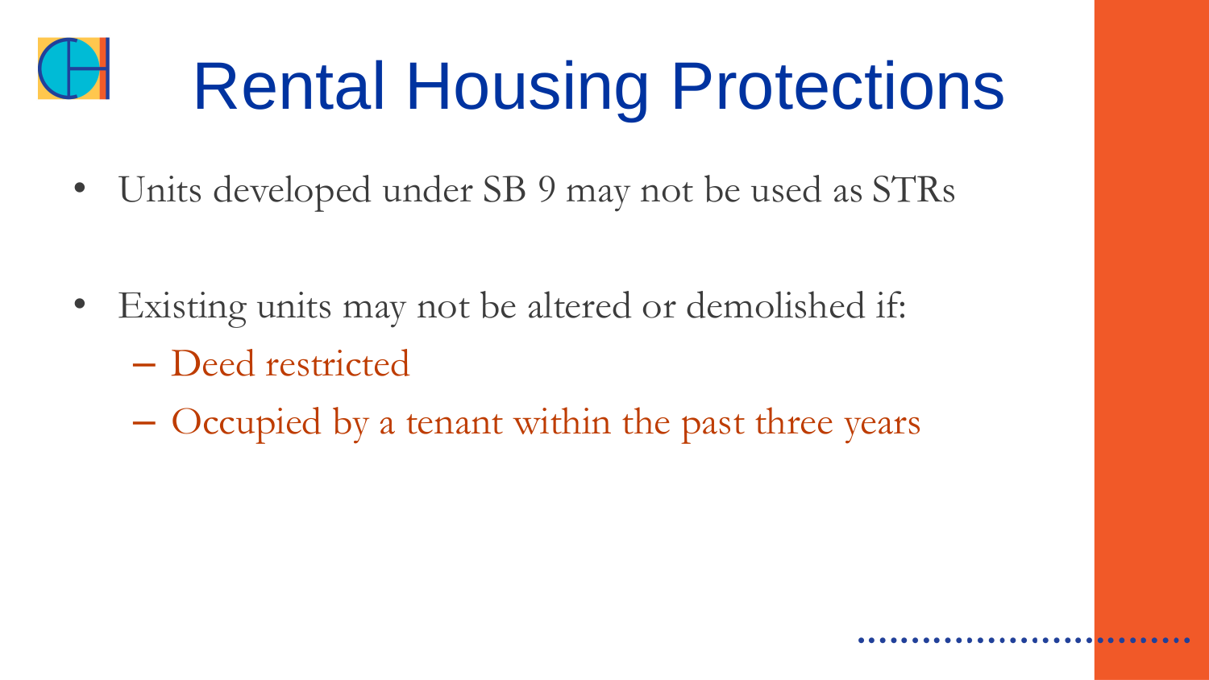# Rental Housing Protections

- Units developed under SB 9 may not be used as STRs
- Existing units may not be altered or demolished if:
  - Deed restricted
  - Occupied by a tenant within the past three years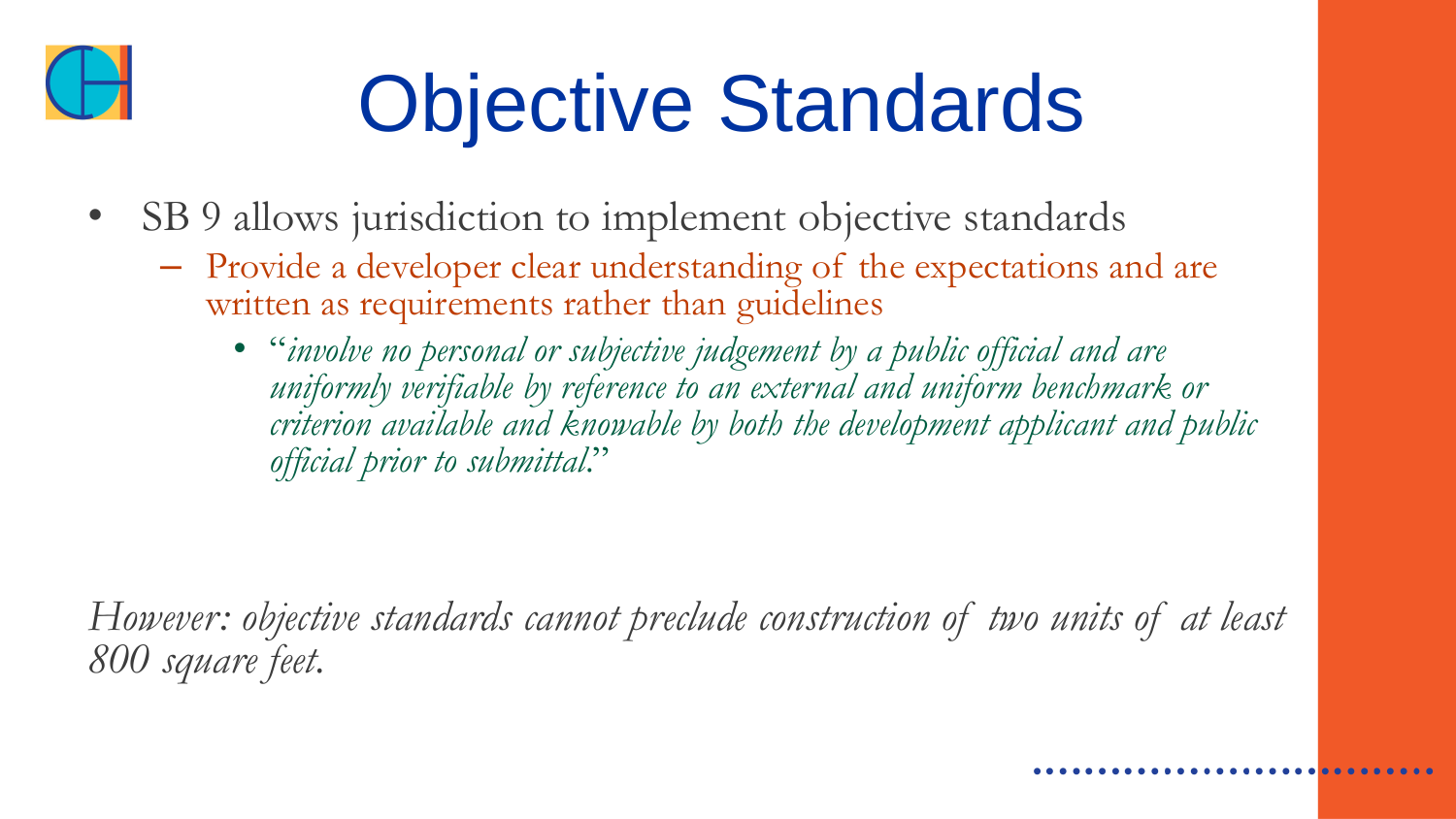# Objective Standards

- SB 9 allows jurisdiction to implement objective standards
  - Provide a developer clear understanding of the expectations and are written as requirements rather than guidelines
    - "*involve no personal or subjective judgement by a public official and are uniformly verifiable by reference to an external and uniform benchmark or criterion available and knowable by both the development applicant and public official prior to submittal.*"

*However: objective standards cannot preclude construction of two units of at least 800 square feet.*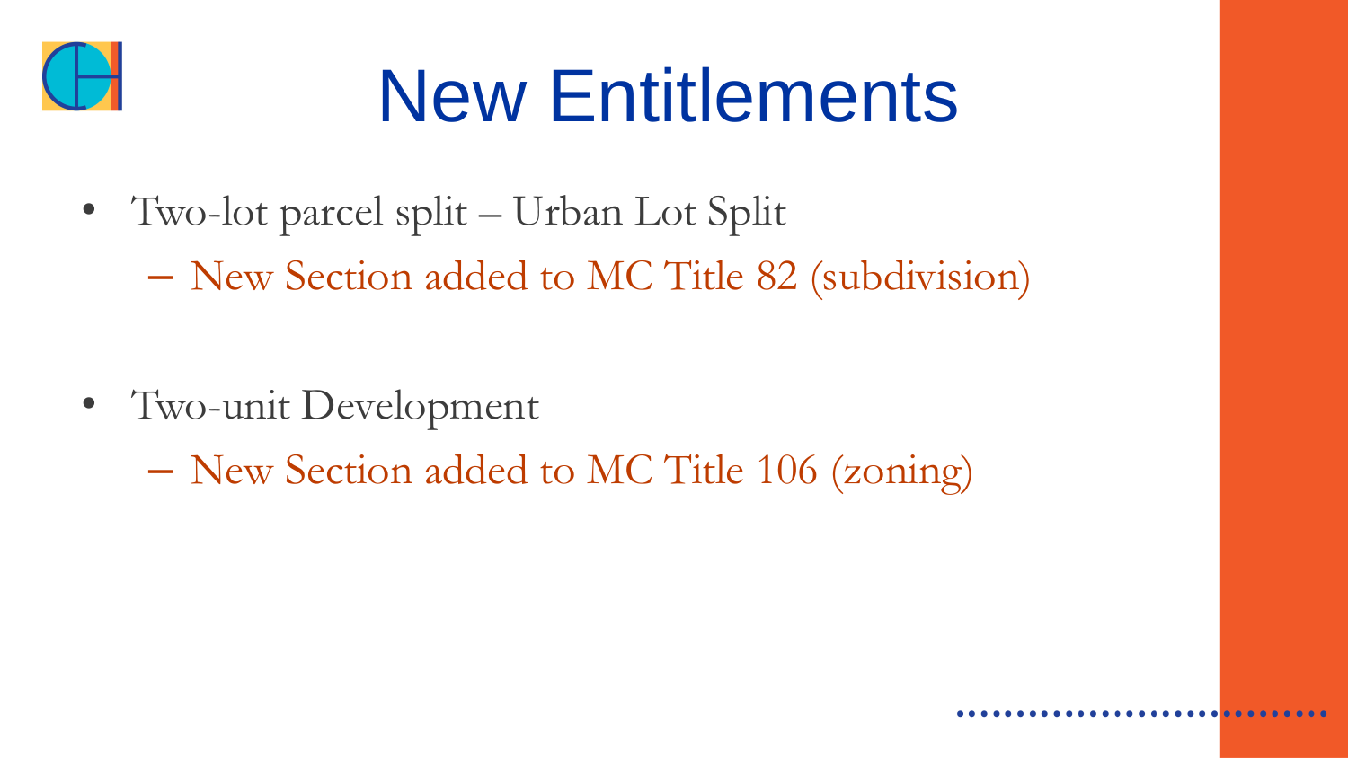# New Entitlements

- Two-lot parcel split – Urban Lot Split
  - New Section added to MC Title 82 (subdivision)

- Two-unit Development
  - New Section added to MC Title 106 (zoning)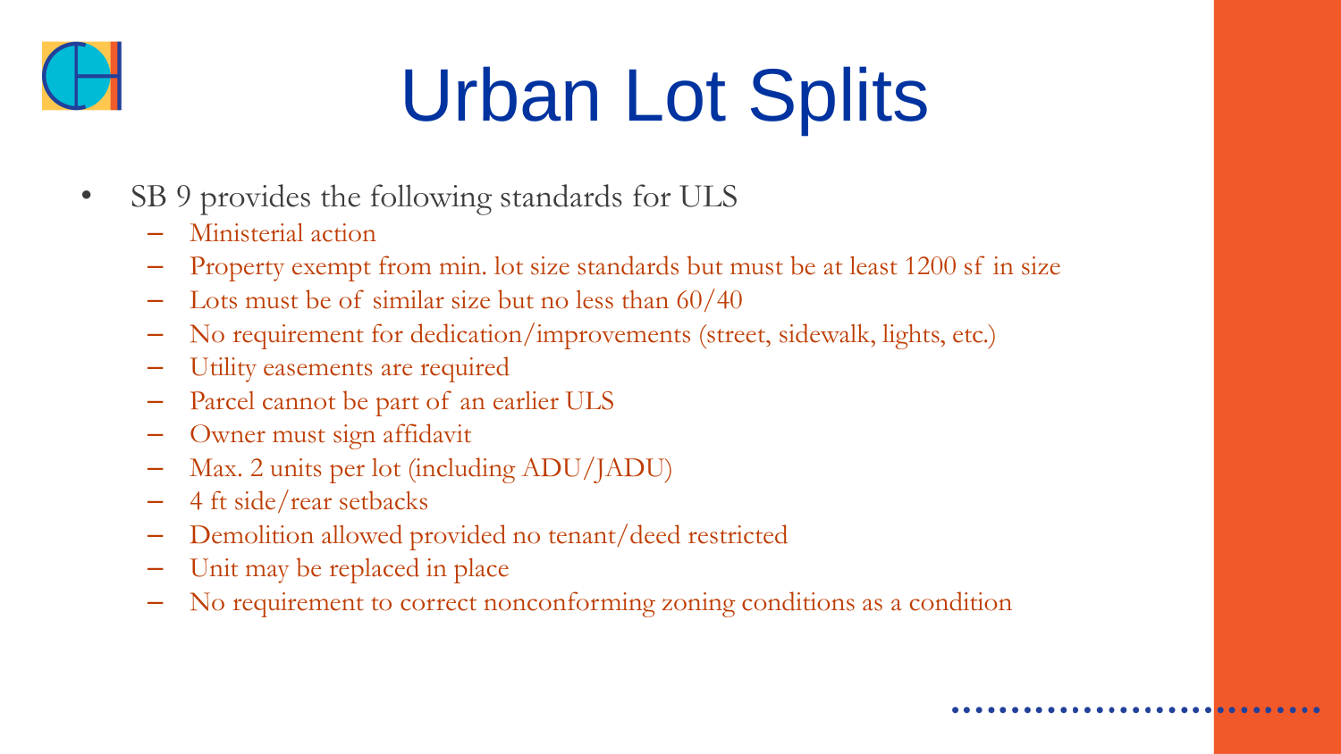# Urban Lot Splits

- SB 9 provides the following standards for ULS
  - Ministerial action
  - Property exempt from min. lot size standards but must be at least 1200 sf in size
  - Lots must be of similar size but no less than 60/40
  - No requirement for dedication/improvements (street, sidewalk, lights, etc.)
  - Utility easements are required
  - Parcel cannot be part of an earlier ULS
  - Owner must sign affidavit
  - Max. 2 units per lot (including ADU/JADU)
  - 4 ft side/rear setbacks
  - Demolition allowed provided no tenant/deed restricted
  - Unit may be replaced in place
  - No requirement to correct nonconforming zoning conditions as a condition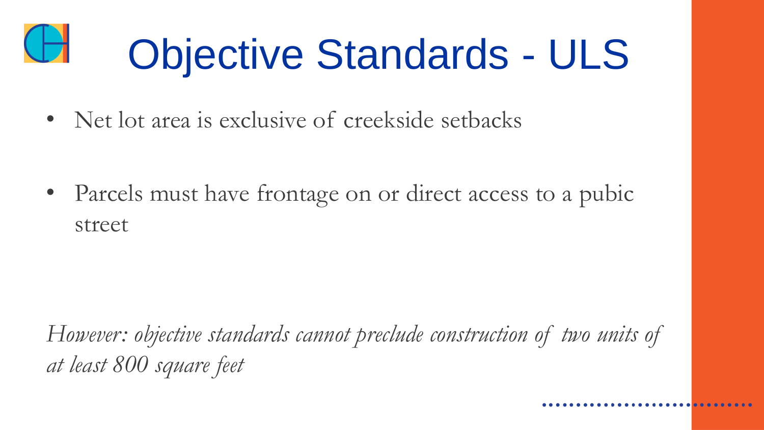# Objective Standards - ULS

- Net lot area is exclusive of creekside setbacks
- Parcels must have frontage on or direct access to a pubic street

*However: objective standards cannot preclude construction of two units of at least 800 square feet*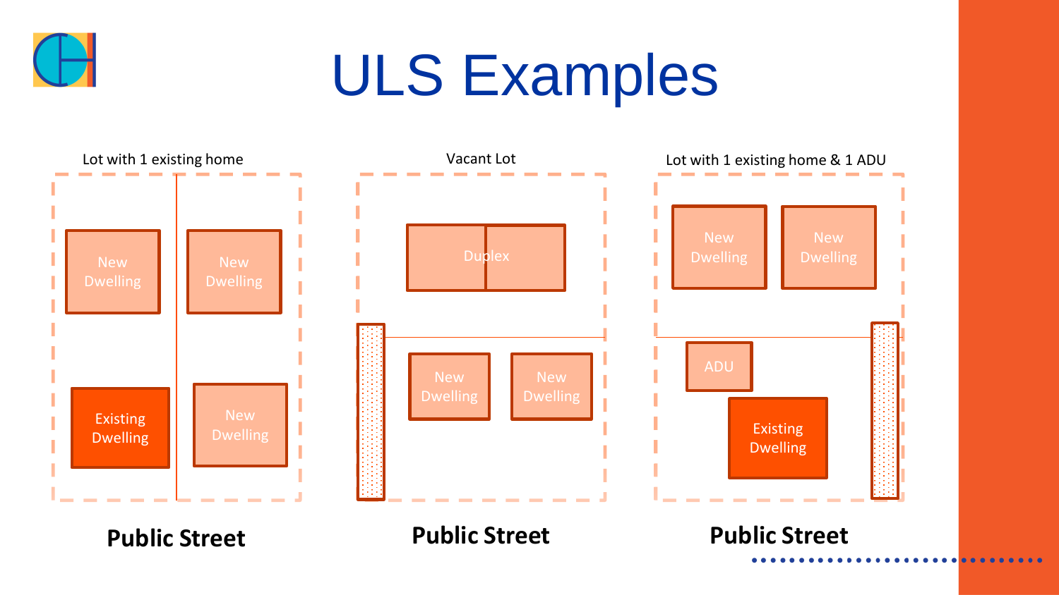# ULS Examples

**Lot with 1 existing home**

New Dwelling | New Dwelling

Existing Dwelling | New Dwelling

**Public Street**

**Vacant Lot**

Duplex

New Dwelling | New Dwelling

**Public Street**

**Lot with 1 existing home & 1 ADU**

New Dwelling | New Dwelling

ADU

Existing Dwelling

**Public Street**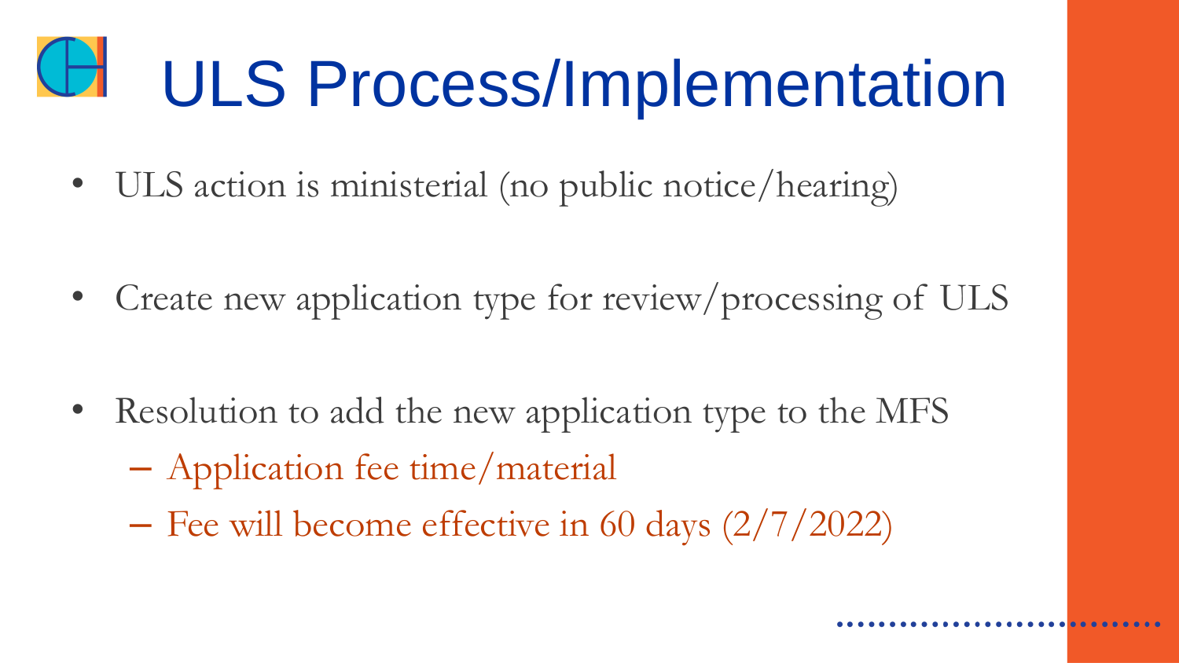# ULS Process/Implementation

- ULS action is ministerial (no public notice/hearing)
- Create new application type for review/processing of ULS
- Resolution to add the new application type to the MFS
  - Application fee time/material
  - Fee will become effective in 60 days (2/7/2022)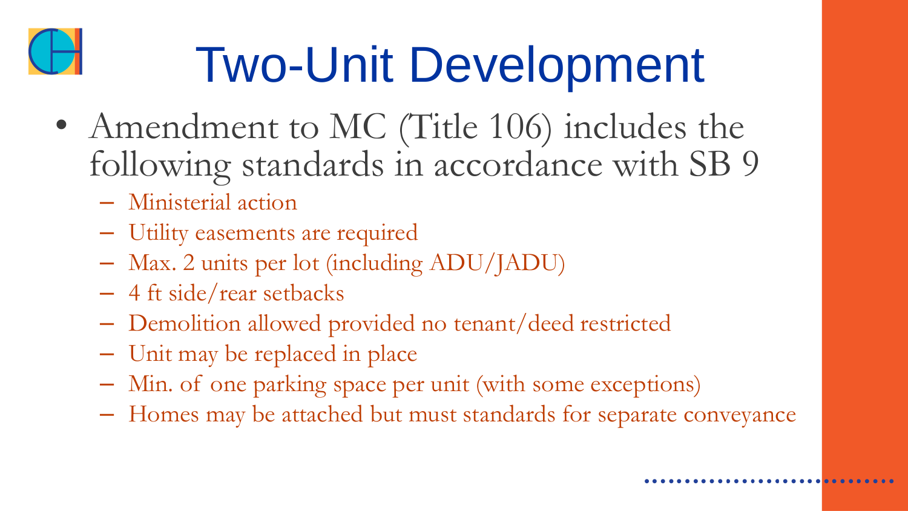# Two-Unit Development

- Amendment to MC (Title 106) includes the following standards in accordance with SB 9
  - Ministerial action
  - Utility easements are required
  - Max. 2 units per lot (including ADU/JADU)
  - 4 ft side/rear setbacks
  - Demolition allowed provided no tenant/deed restricted
  - Unit may be replaced in place
  - Min. of one parking space per unit (with some exceptions)
  - Homes may be attached but must standards for separate conveyance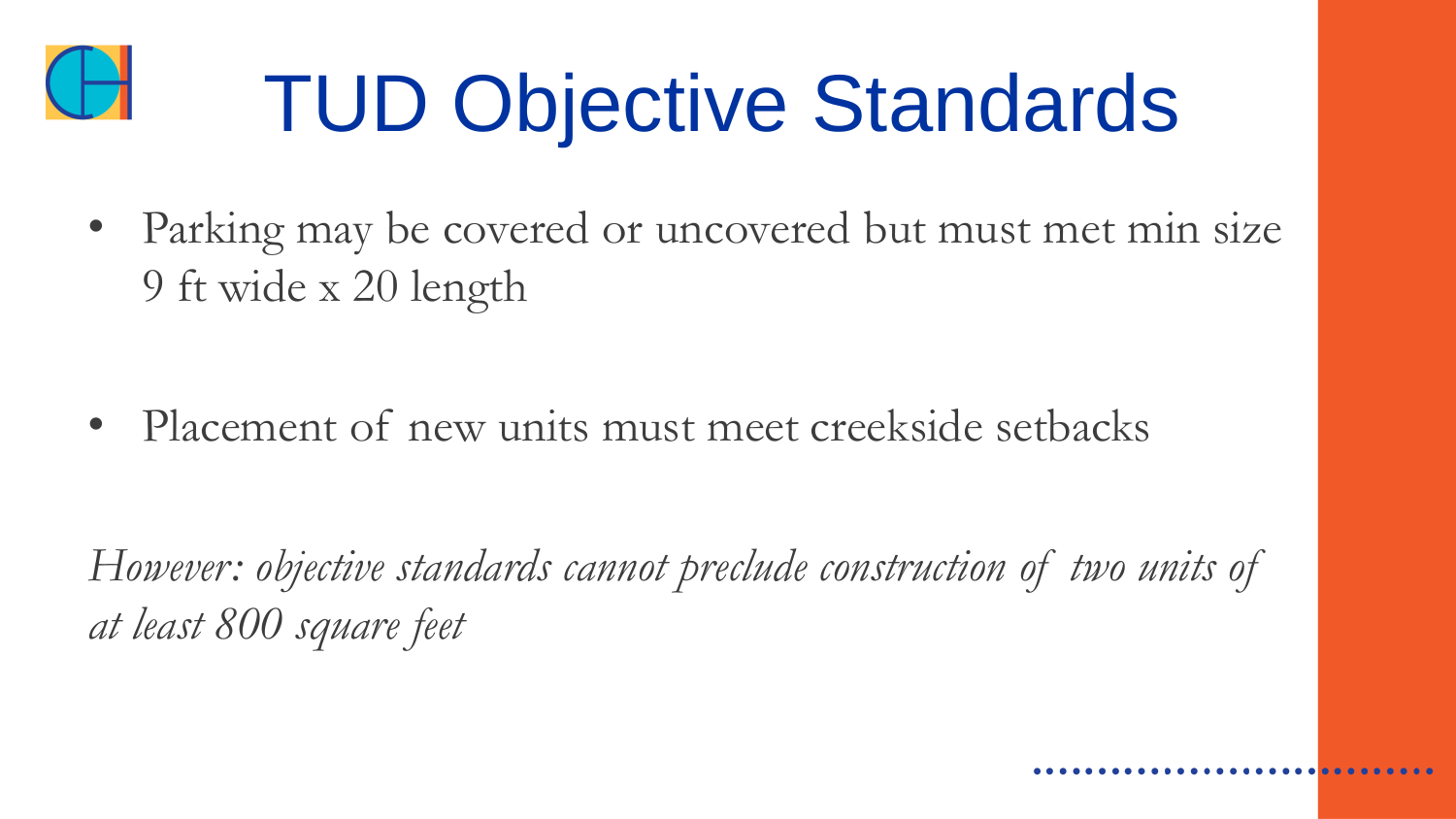# TUD Objective Standards

- Parking may be covered or uncovered but must met min size 9 ft wide x 20 length

- Placement of new units must meet creekside setbacks

*However: objective standards cannot preclude construction of two units of at least 800 square feet*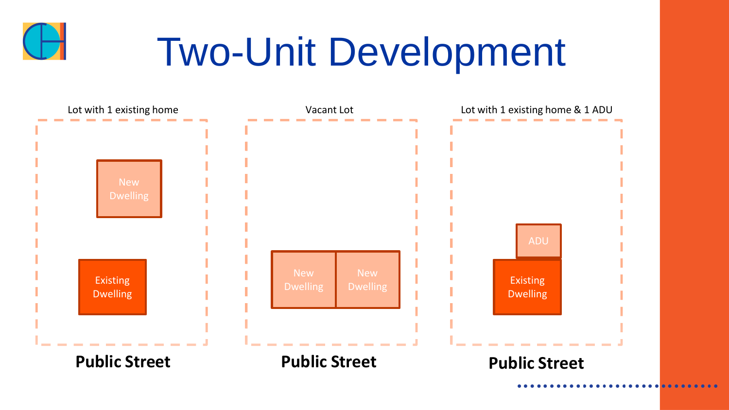# Two-Unit Development

Lot with 1 existing home

New Dwelling

Existing Dwelling

**Public Street**

Vacant Lot

New Dwelling

New Dwelling

**Public Street**

Lot with 1 existing home & 1 ADU

ADU

Existing Dwelling

**Public Street**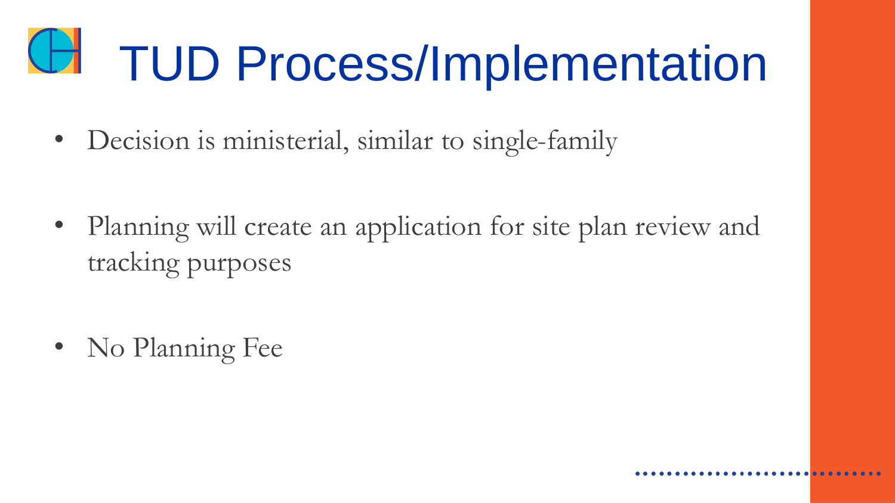# TUD Process/Implementation

- Decision is ministerial, similar to single-family
- Planning will create an application for site plan review and tracking purposes
- No Planning Fee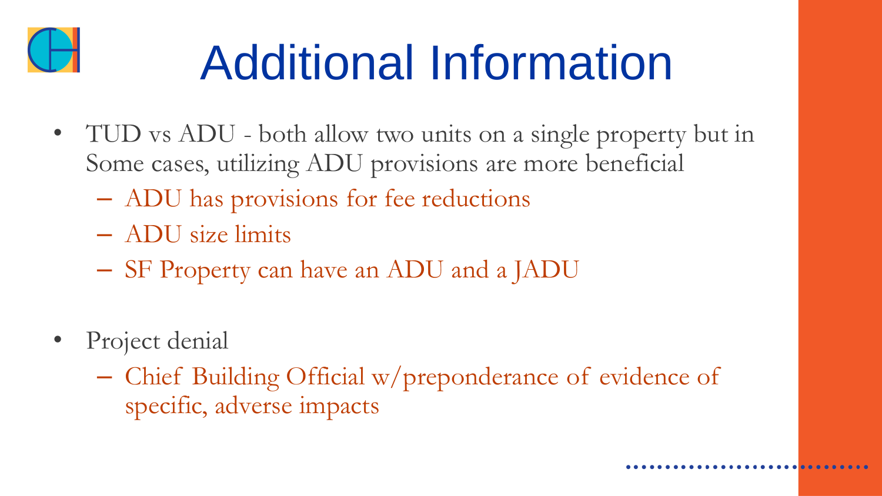# Additional Information

- TUD vs ADU - both allow two units on a single property but in Some cases, utilizing ADU provisions are more beneficial
  - ADU has provisions for fee reductions
  - ADU size limits
  - SF Property can have an ADU and a JADU

- Project denial
  - Chief Building Official w/preponderance of evidence of specific, adverse impacts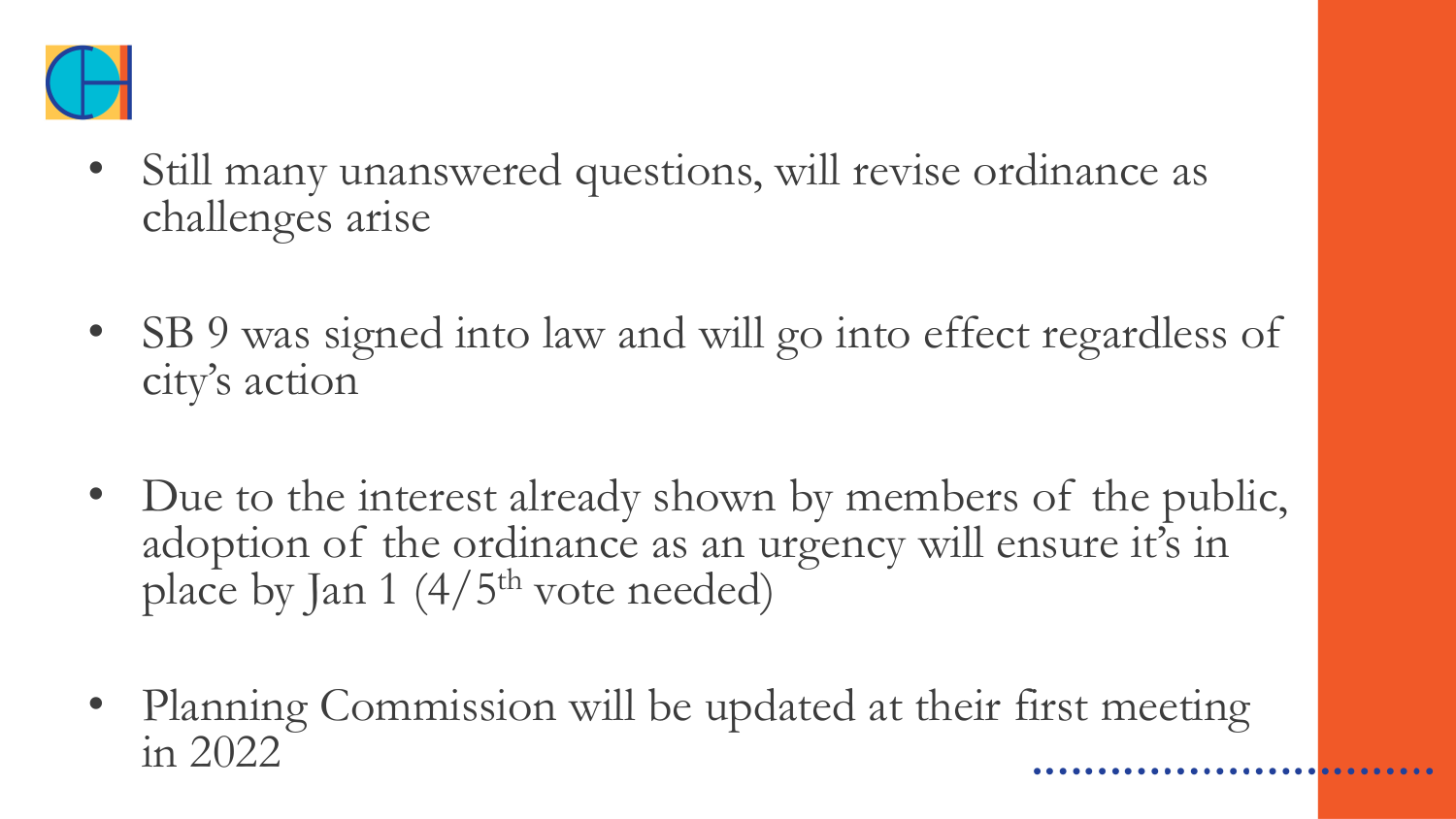- Still many unanswered questions, will revise ordinance as challenges arise

- SB 9 was signed into law and will go into effect regardless of city's action

- Due to the interest already shown by members of the public, adoption of the ordinance as an urgency will ensure it's in place by Jan 1 (4/5th vote needed)

- Planning Commission will be updated at their first meeting in 2022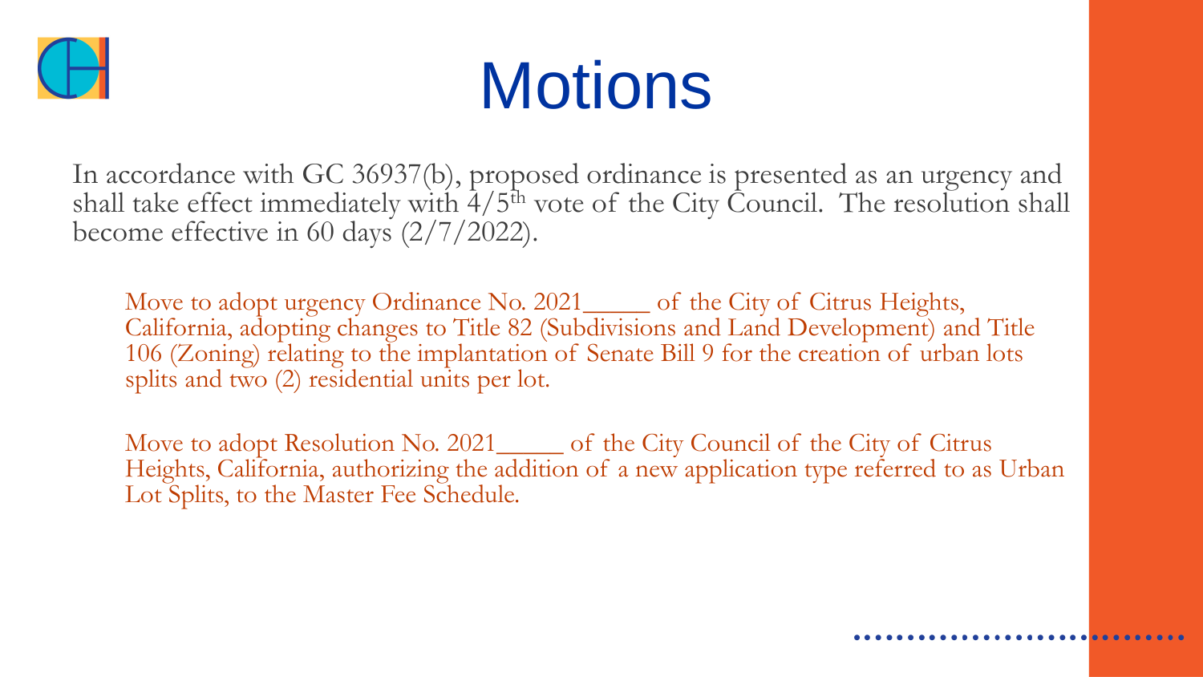# Motions

In accordance with GC 36937(b), proposed ordinance is presented as an urgency and shall take effect immediately with 4/5th vote of the City Council. The resolution shall become effective in 60 days (2/7/2022).

Move to adopt urgency Ordinance No. 2021_____ of the City of Citrus Heights, California, adopting changes to Title 82 (Subdivisions and Land Development) and Title 106 (Zoning) relating to the implantation of Senate Bill 9 for the creation of urban lots splits and two (2) residential units per lot.

Move to adopt Resolution No. 2021_____ of the City Council of the City of Citrus Heights, California, authorizing the addition of a new application type referred to as Urban Lot Splits, to the Master Fee Schedule.